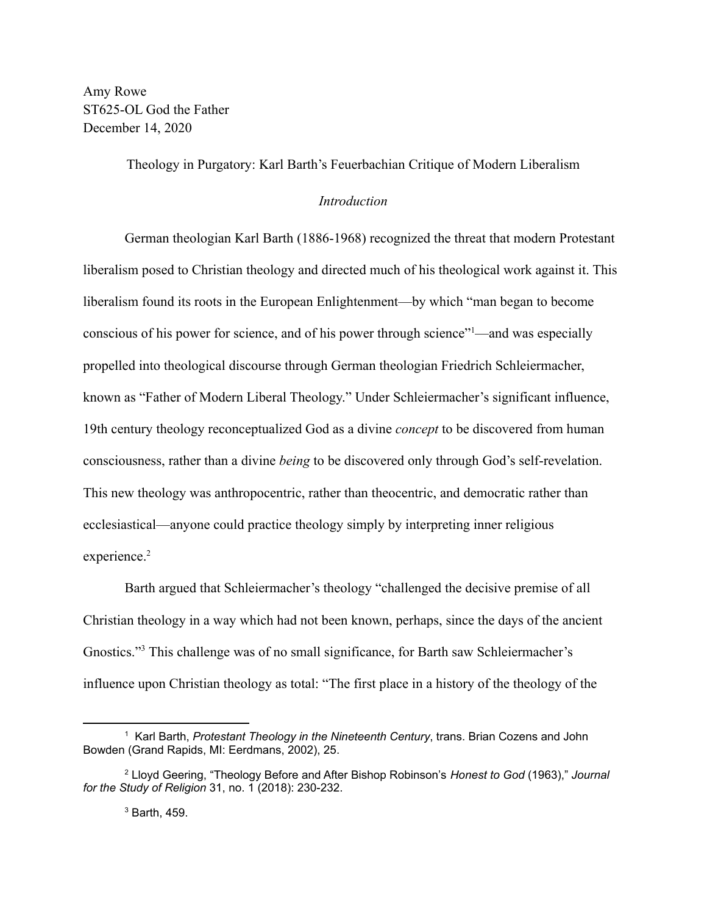Amy Rowe
ST625-OL God the Father
December 14, 2020

# Theology in Purgatory: Karl Barth's Feuerbachian Critique of Modern Liberalism

## *Introduction*

German theologian Karl Barth (1886-1968) recognized the threat that modern Protestant liberalism posed to Christian theology and directed much of his theological work against it. This liberalism found its roots in the European Enlightenment—by which "man began to become conscious of his power for science, and of his power through science"[1]—and was especially propelled into theological discourse through German theologian Friedrich Schleiermacher, known as "Father of Modern Liberal Theology." Under Schleiermacher's significant influence, 19th century theology reconceptualized God as a divine *concept* to be discovered from human consciousness, rather than a divine *being* to be discovered only through God's self-revelation. This new theology was anthropocentric, rather than theocentric, and democratic rather than ecclesiastical—anyone could practice theology simply by interpreting inner religious experience.[2]

Barth argued that Schleiermacher's theology "challenged the decisive premise of all Christian theology in a way which had not been known, perhaps, since the days of the ancient Gnostics."[3] This challenge was of no small significance, for Barth saw Schleiermacher's influence upon Christian theology as total: "The first place in a history of the theology of the

---

[1] Karl Barth, *Protestant Theology in the Nineteenth Century*, trans. Brian Cozens and John Bowden (Grand Rapids, MI: Eerdmans, 2002), 25.

[2] Lloyd Geering, "Theology Before and After Bishop Robinson's *Honest to God* (1963)," *Journal for the Study of Religion* 31, no. 1 (2018): 230-232.

[3] Barth, 459.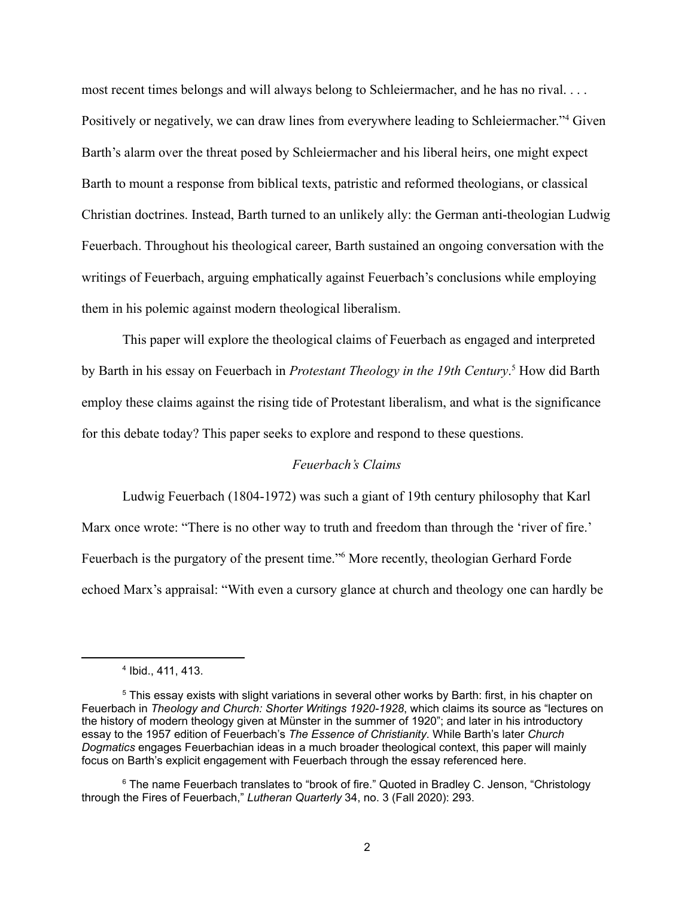most recent times belongs and will always belong to Schleiermacher, and he has no rival. . . . Positively or negatively, we can draw lines from everywhere leading to Schleiermacher."[4] Given Barth's alarm over the threat posed by Schleiermacher and his liberal heirs, one might expect Barth to mount a response from biblical texts, patristic and reformed theologians, or classical Christian doctrines. Instead, Barth turned to an unlikely ally: the German anti-theologian Ludwig Feuerbach. Throughout his theological career, Barth sustained an ongoing conversation with the writings of Feuerbach, arguing emphatically against Feuerbach's conclusions while employing them in his polemic against modern theological liberalism.

This paper will explore the theological claims of Feuerbach as engaged and interpreted by Barth in his essay on Feuerbach in *Protestant Theology in the 19th Century*.[5] How did Barth employ these claims against the rising tide of Protestant liberalism, and what is the significance for this debate today? This paper seeks to explore and respond to these questions.

### *Feuerbach's Claims*

Ludwig Feuerbach (1804-1972) was such a giant of 19th century philosophy that Karl Marx once wrote: "There is no other way to truth and freedom than through the 'river of fire.' Feuerbach is the purgatory of the present time."[6] More recently, theologian Gerhard Forde echoed Marx's appraisal: "With even a cursory glance at church and theology one can hardly be

---

[4] Ibid., 411, 413.

[5] This essay exists with slight variations in several other works by Barth: first, in his chapter on Feuerbach in *Theology and Church: Shorter Writings 1920-1928*, which claims its source as "lectures on the history of modern theology given at Münster in the summer of 1920"; and later in his introductory essay to the 1957 edition of Feuerbach's *The Essence of Christianity*. While Barth's later *Church Dogmatics* engages Feuerbachian ideas in a much broader theological context, this paper will mainly focus on Barth's explicit engagement with Feuerbach through the essay referenced here.

[6] The name Feuerbach translates to "brook of fire." Quoted in Bradley C. Jenson, "Christology through the Fires of Feuerbach," *Lutheran Quarterly* 34, no. 3 (Fall 2020): 293.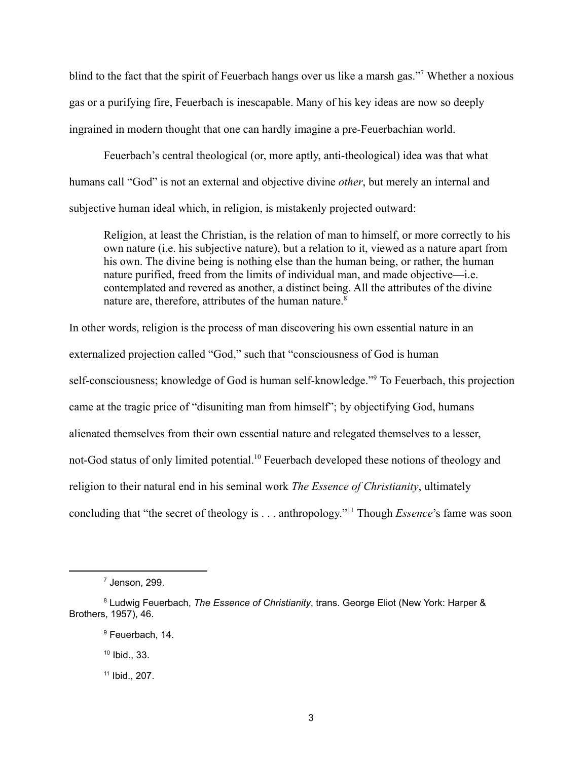blind to the fact that the spirit of Feuerbach hangs over us like a marsh gas."[7] Whether a noxious gas or a purifying fire, Feuerbach is inescapable. Many of his key ideas are now so deeply ingrained in modern thought that one can hardly imagine a pre-Feuerbachian world.

Feuerbach's central theological (or, more aptly, anti-theological) idea was that what humans call "God" is not an external and objective divine *other*, but merely an internal and subjective human ideal which, in religion, is mistakenly projected outward:

> Religion, at least the Christian, is the relation of man to himself, or more correctly to his own nature (i.e. his subjective nature), but a relation to it, viewed as a nature apart from his own. The divine being is nothing else than the human being, or rather, the human nature purified, freed from the limits of individual man, and made objective—i.e. contemplated and revered as another, a distinct being. All the attributes of the divine nature are, therefore, attributes of the human nature.[8]

In other words, religion is the process of man discovering his own essential nature in an externalized projection called "God," such that "consciousness of God is human self-consciousness; knowledge of God is human self-knowledge."[9] To Feuerbach, this projection came at the tragic price of "disuniting man from himself"; by objectifying God, humans alienated themselves from their own essential nature and relegated themselves to a lesser, not-God status of only limited potential.[10] Feuerbach developed these notions of theology and religion to their natural end in his seminal work *The Essence of Christianity*, ultimately concluding that "the secret of theology is . . . anthropology."[11] Though *Essence*'s fame was soon

---

[7] Jenson, 299.

[8] Ludwig Feuerbach, *The Essence of Christianity*, trans. George Eliot (New York: Harper & Brothers, 1957), 46.

[9] Feuerbach, 14.

[10] Ibid., 33.

[11] Ibid., 207.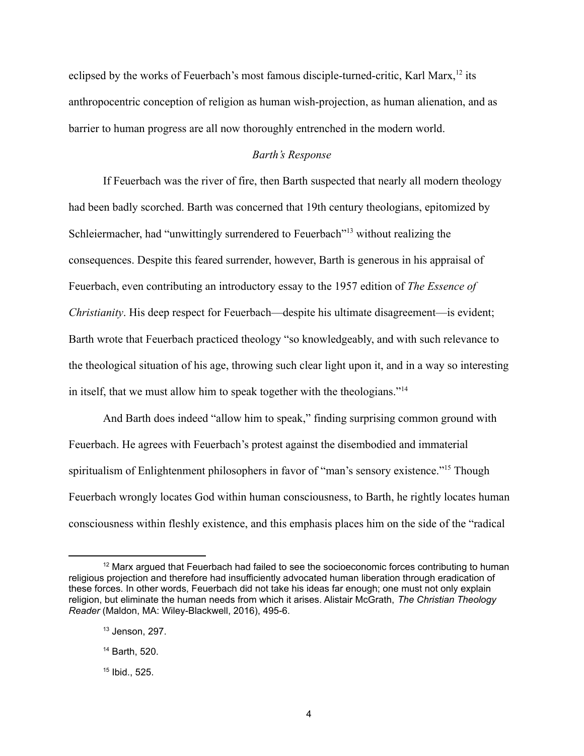eclipsed by the works of Feuerbach's most famous disciple-turned-critic, Karl Marx,[12] its anthropocentric conception of religion as human wish-projection, as human alienation, and as barrier to human progress are all now thoroughly entrenched in the modern world.

### *Barth's Response*

If Feuerbach was the river of fire, then Barth suspected that nearly all modern theology had been badly scorched. Barth was concerned that 19th century theologians, epitomized by Schleiermacher, had "unwittingly surrendered to Feuerbach"[13] without realizing the consequences. Despite this feared surrender, however, Barth is generous in his appraisal of Feuerbach, even contributing an introductory essay to the 1957 edition of *The Essence of Christianity*. His deep respect for Feuerbach—despite his ultimate disagreement—is evident; Barth wrote that Feuerbach practiced theology "so knowledgeably, and with such relevance to the theological situation of his age, throwing such clear light upon it, and in a way so interesting in itself, that we must allow him to speak together with the theologians."[14]

And Barth does indeed "allow him to speak," finding surprising common ground with Feuerbach. He agrees with Feuerbach's protest against the disembodied and immaterial spiritualism of Enlightenment philosophers in favor of "man's sensory existence."[15] Though Feuerbach wrongly locates God within human consciousness, to Barth, he rightly locates human consciousness within fleshly existence, and this emphasis places him on the side of the "radical

---

[12] Marx argued that Feuerbach had failed to see the socioeconomic forces contributing to human religious projection and therefore had insufficiently advocated human liberation through eradication of these forces. In other words, Feuerbach did not take his ideas far enough; one must not only explain religion, but eliminate the human needs from which it arises. Alistair McGrath, *The Christian Theology Reader* (Maldon, MA: Wiley-Blackwell, 2016), 495-6.

[13] Jenson, 297.

[14] Barth, 520.

[15] Ibid., 525.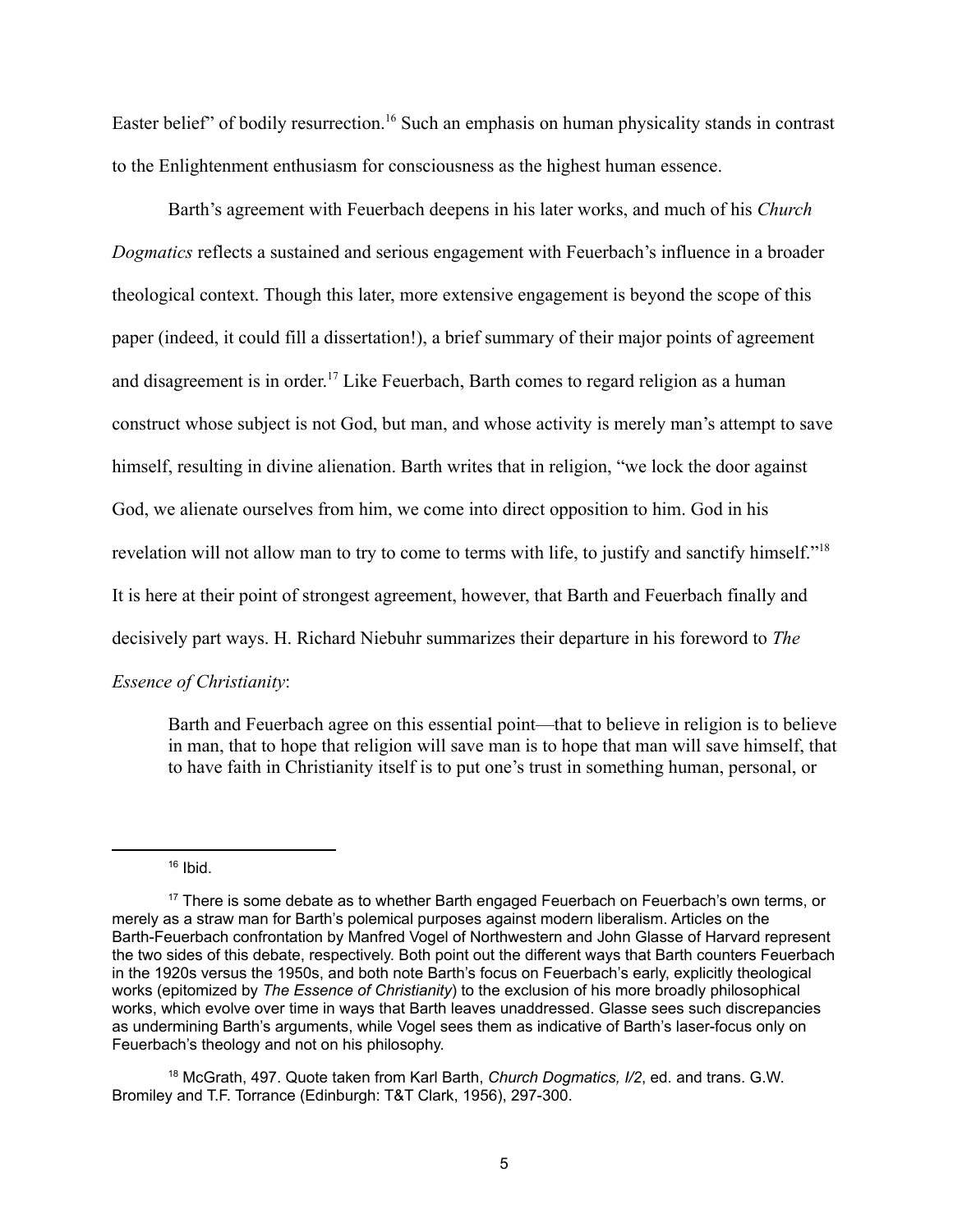Easter belief" of bodily resurrection.[16] Such an emphasis on human physicality stands in contrast to the Enlightenment enthusiasm for consciousness as the highest human essence.

Barth's agreement with Feuerbach deepens in his later works, and much of his *Church Dogmatics* reflects a sustained and serious engagement with Feuerbach's influence in a broader theological context. Though this later, more extensive engagement is beyond the scope of this paper (indeed, it could fill a dissertation!), a brief summary of their major points of agreement and disagreement is in order.[17] Like Feuerbach, Barth comes to regard religion as a human construct whose subject is not God, but man, and whose activity is merely man's attempt to save himself, resulting in divine alienation. Barth writes that in religion, "we lock the door against God, we alienate ourselves from him, we come into direct opposition to him. God in his revelation will not allow man to try to come to terms with life, to justify and sanctify himself."[18] It is here at their point of strongest agreement, however, that Barth and Feuerbach finally and decisively part ways. H. Richard Niebuhr summarizes their departure in his foreword to *The Essence of Christianity*:

> Barth and Feuerbach agree on this essential point—that to believe in religion is to believe in man, that to hope that religion will save man is to hope that man will save himself, that to have faith in Christianity itself is to put one's trust in something human, personal, or

---

[16] Ibid.

[17] There is some debate as to whether Barth engaged Feuerbach on Feuerbach's own terms, or merely as a straw man for Barth's polemical purposes against modern liberalism. Articles on the Barth-Feuerbach confrontation by Manfred Vogel of Northwestern and John Glasse of Harvard represent the two sides of this debate, respectively. Both point out the different ways that Barth counters Feuerbach in the 1920s versus the 1950s, and both note Barth's focus on Feuerbach's early, explicitly theological works (epitomized by *The Essence of Christianity*) to the exclusion of his more broadly philosophical works, which evolve over time in ways that Barth leaves unaddressed. Glasse sees such discrepancies as undermining Barth's arguments, while Vogel sees them as indicative of Barth's laser-focus only on Feuerbach's theology and not on his philosophy.

[18] McGrath, 497. Quote taken from Karl Barth, *Church Dogmatics, I/2*, ed. and trans. G.W. Bromiley and T.F. Torrance (Edinburgh: T&T Clark, 1956), 297-300.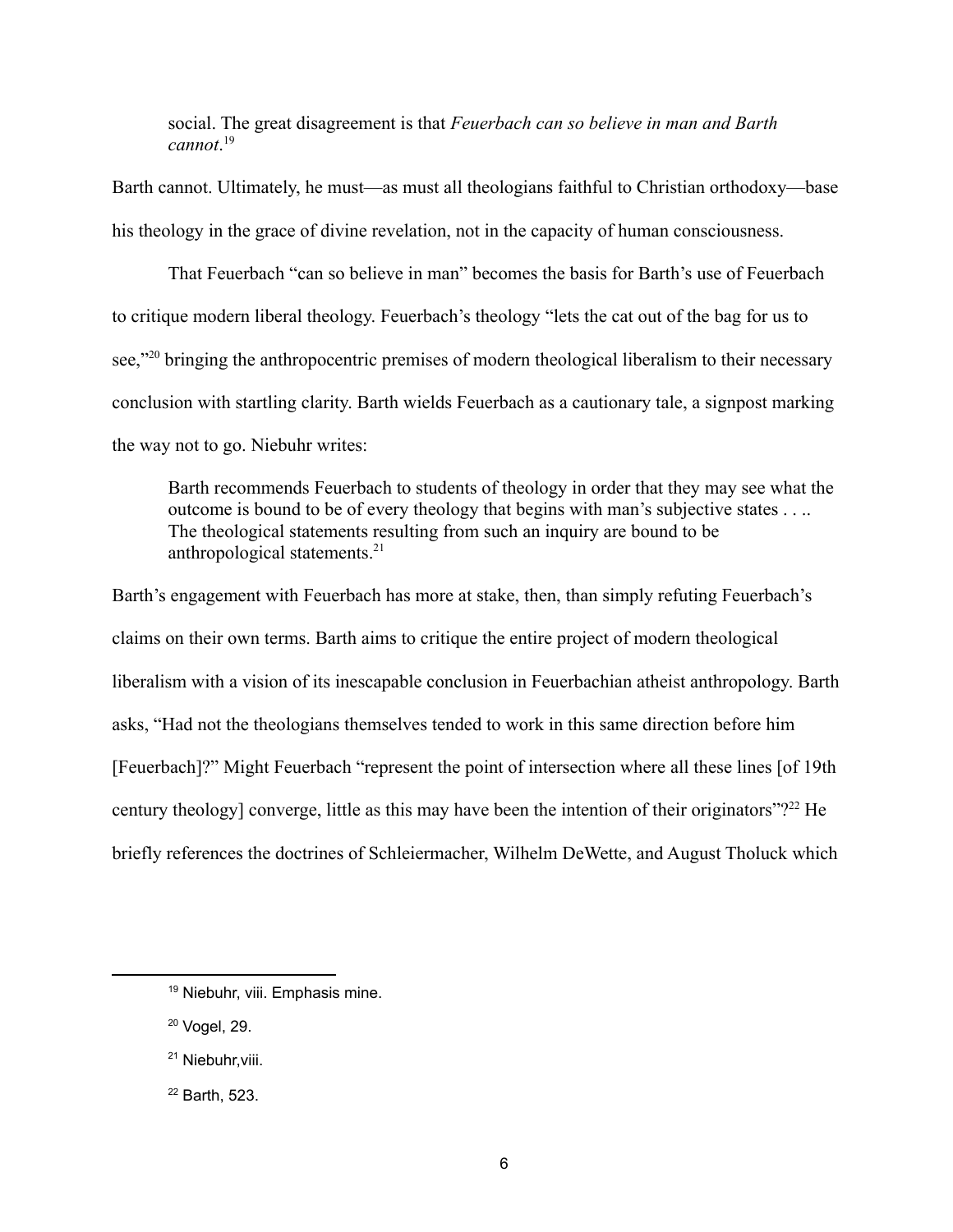> social. The great disagreement is that *Feuerbach can so believe in man and Barth cannot*.[19]

Barth cannot. Ultimately, he must—as must all theologians faithful to Christian orthodoxy—base his theology in the grace of divine revelation, not in the capacity of human consciousness.

That Feuerbach "can so believe in man" becomes the basis for Barth's use of Feuerbach to critique modern liberal theology. Feuerbach's theology "lets the cat out of the bag for us to see,"[20] bringing the anthropocentric premises of modern theological liberalism to their necessary conclusion with startling clarity. Barth wields Feuerbach as a cautionary tale, a signpost marking the way not to go. Niebuhr writes:

> Barth recommends Feuerbach to students of theology in order that they may see what the outcome is bound to be of every theology that begins with man's subjective states . . .. The theological statements resulting from such an inquiry are bound to be anthropological statements.[21]

Barth's engagement with Feuerbach has more at stake, then, than simply refuting Feuerbach's claims on their own terms. Barth aims to critique the entire project of modern theological liberalism with a vision of its inescapable conclusion in Feuerbachian atheist anthropology. Barth asks, "Had not the theologians themselves tended to work in this same direction before him [Feuerbach]?" Might Feuerbach "represent the point of intersection where all these lines [of 19th century theology] converge, little as this may have been the intention of their originators"?[22] He briefly references the doctrines of Schleiermacher, Wilhelm DeWette, and August Tholuck which

---

[19] Niebuhr, viii. Emphasis mine.

[20] Vogel, 29.

[21] Niebuhr,viii.

[22] Barth, 523.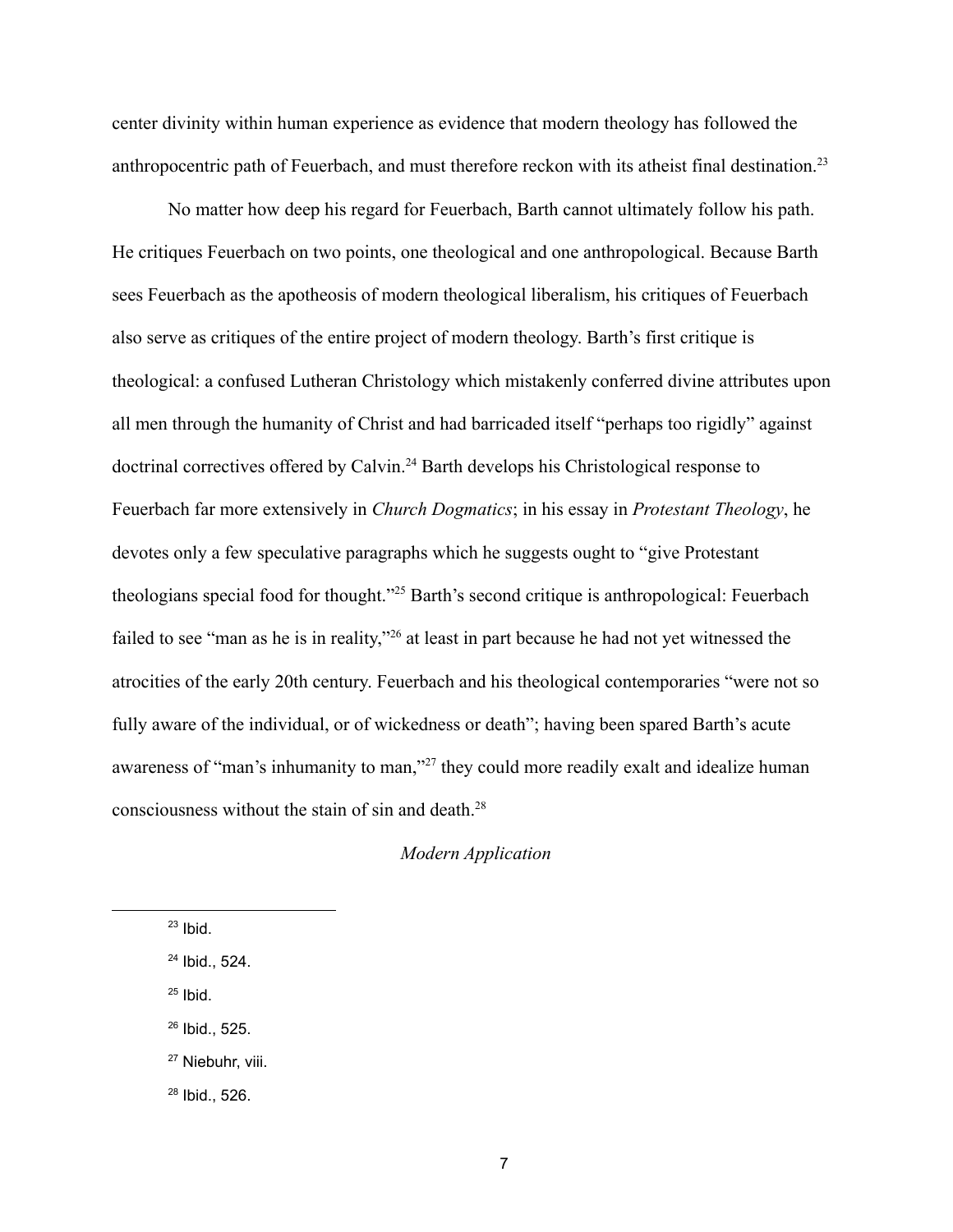center divinity within human experience as evidence that modern theology has followed the anthropocentric path of Feuerbach, and must therefore reckon with its atheist final destination.[23]

No matter how deep his regard for Feuerbach, Barth cannot ultimately follow his path. He critiques Feuerbach on two points, one theological and one anthropological. Because Barth sees Feuerbach as the apotheosis of modern theological liberalism, his critiques of Feuerbach also serve as critiques of the entire project of modern theology. Barth's first critique is theological: a confused Lutheran Christology which mistakenly conferred divine attributes upon all men through the humanity of Christ and had barricaded itself "perhaps too rigidly" against doctrinal correctives offered by Calvin.[24] Barth develops his Christological response to Feuerbach far more extensively in *Church Dogmatics*; in his essay in *Protestant Theology*, he devotes only a few speculative paragraphs which he suggests ought to "give Protestant theologians special food for thought."[25] Barth's second critique is anthropological: Feuerbach failed to see "man as he is in reality,"[26] at least in part because he had not yet witnessed the atrocities of the early 20th century. Feuerbach and his theological contemporaries "were not so fully aware of the individual, or of wickedness or death"; having been spared Barth's acute awareness of "man's inhumanity to man,"[27] they could more readily exalt and idealize human consciousness without the stain of sin and death.[28]

### *Modern Application*

---

[23] Ibid.

[24] Ibid., 524.

[25] Ibid.

[26] Ibid., 525.

[27] Niebuhr, viii.

[28] Ibid., 526.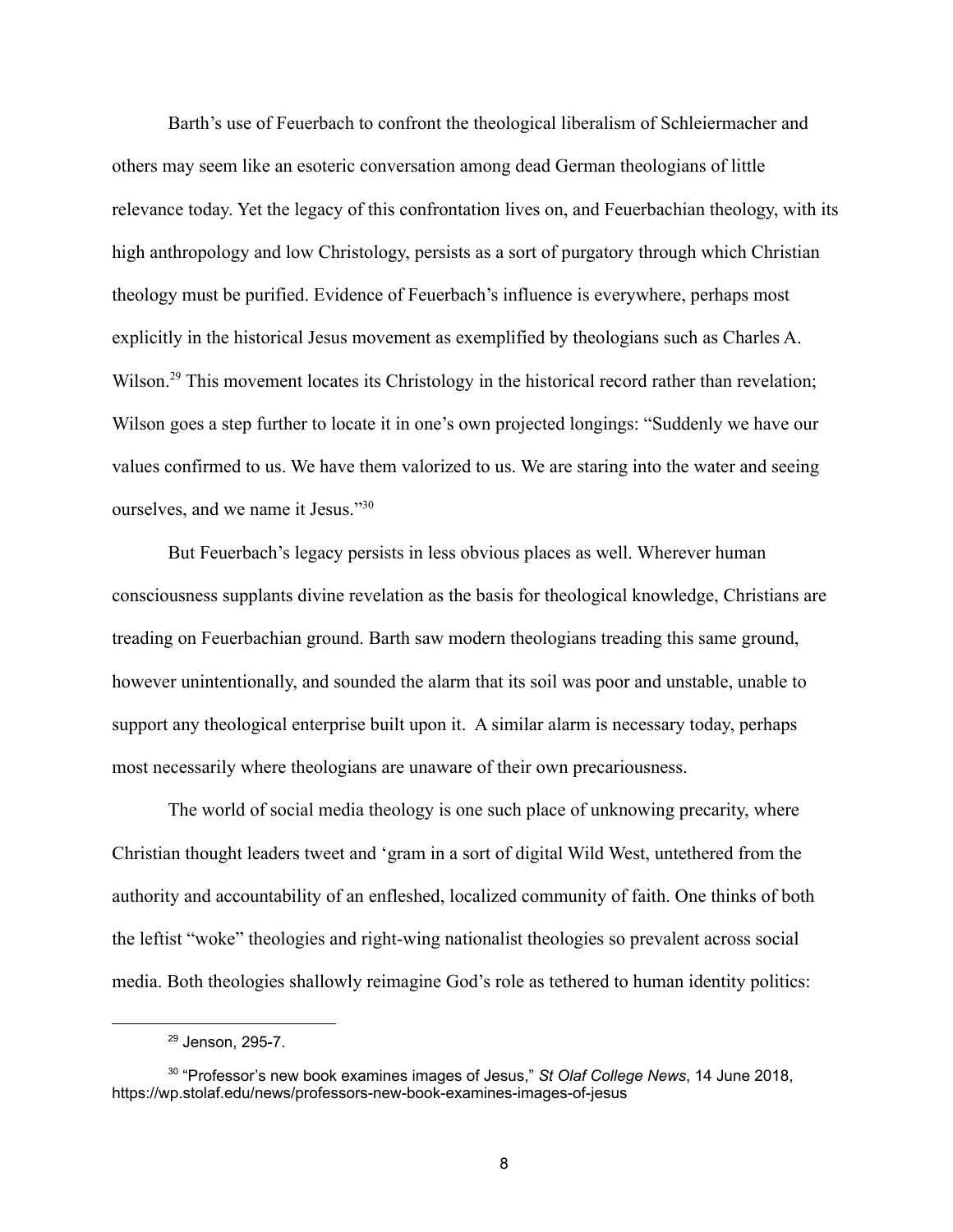Barth's use of Feuerbach to confront the theological liberalism of Schleiermacher and others may seem like an esoteric conversation among dead German theologians of little relevance today. Yet the legacy of this confrontation lives on, and Feuerbachian theology, with its high anthropology and low Christology, persists as a sort of purgatory through which Christian theology must be purified. Evidence of Feuerbach's influence is everywhere, perhaps most explicitly in the historical Jesus movement as exemplified by theologians such as Charles A. Wilson.[29] This movement locates its Christology in the historical record rather than revelation; Wilson goes a step further to locate it in one's own projected longings: "Suddenly we have our values confirmed to us. We have them valorized to us. We are staring into the water and seeing ourselves, and we name it Jesus."[30]

But Feuerbach's legacy persists in less obvious places as well. Wherever human consciousness supplants divine revelation as the basis for theological knowledge, Christians are treading on Feuerbachian ground. Barth saw modern theologians treading this same ground, however unintentionally, and sounded the alarm that its soil was poor and unstable, unable to support any theological enterprise built upon it. A similar alarm is necessary today, perhaps most necessarily where theologians are unaware of their own precariousness.

The world of social media theology is one such place of unknowing precarity, where Christian thought leaders tweet and 'gram in a sort of digital Wild West, untethered from the authority and accountability of an enfleshed, localized community of faith. One thinks of both the leftist "woke" theologies and right-wing nationalist theologies so prevalent across social media. Both theologies shallowly reimagine God's role as tethered to human identity politics:

---

[29] Jenson, 295-7.

[30] "Professor's new book examines images of Jesus," *St Olaf College News*, 14 June 2018, https://wp.stolaf.edu/news/professors-new-book-examines-images-of-jesus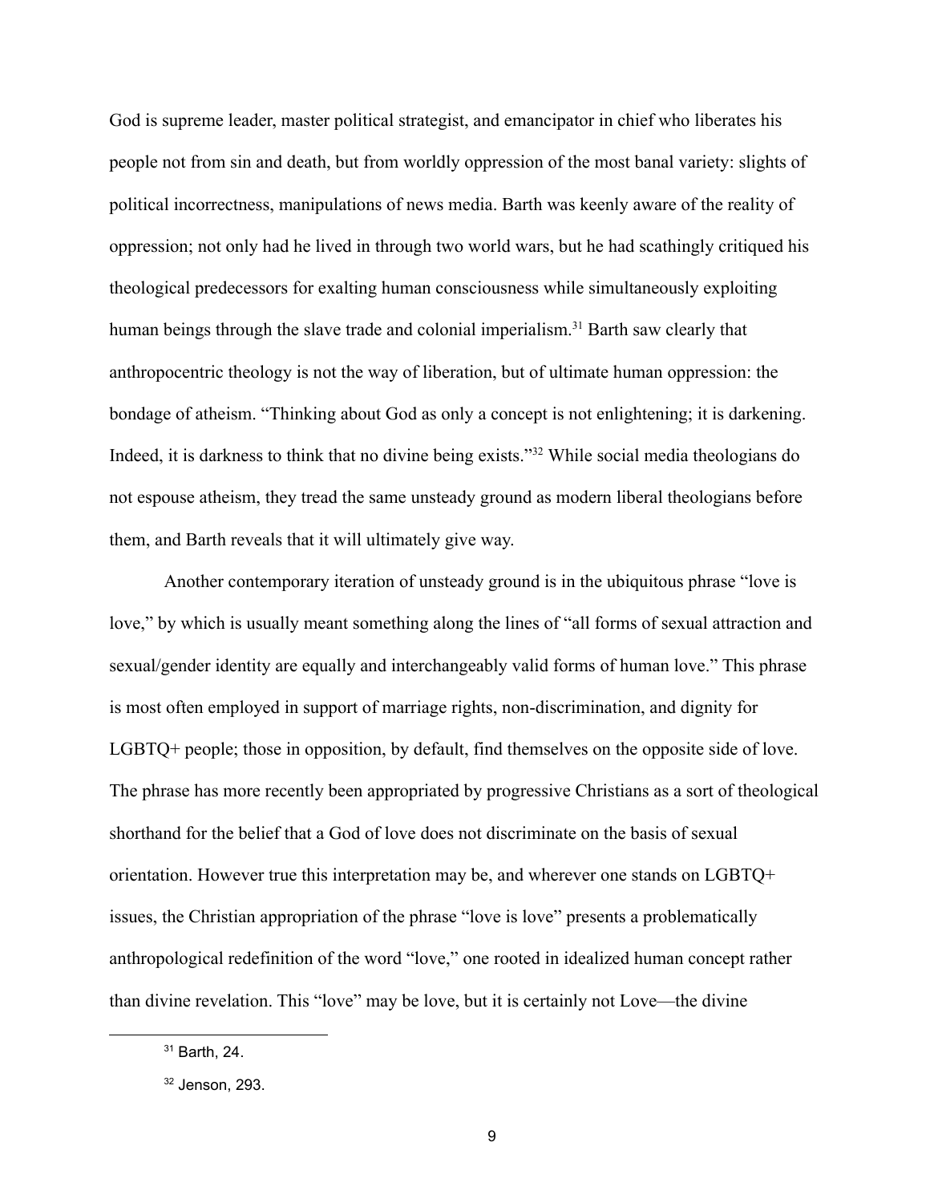God is supreme leader, master political strategist, and emancipator in chief who liberates his people not from sin and death, but from worldly oppression of the most banal variety: slights of political incorrectness, manipulations of news media. Barth was keenly aware of the reality of oppression; not only had he lived in through two world wars, but he had scathingly critiqued his theological predecessors for exalting human consciousness while simultaneously exploiting human beings through the slave trade and colonial imperialism.[31] Barth saw clearly that anthropocentric theology is not the way of liberation, but of ultimate human oppression: the bondage of atheism. "Thinking about God as only a concept is not enlightening; it is darkening. Indeed, it is darkness to think that no divine being exists."[32] While social media theologians do not espouse atheism, they tread the same unsteady ground as modern liberal theologians before them, and Barth reveals that it will ultimately give way.

Another contemporary iteration of unsteady ground is in the ubiquitous phrase "love is love," by which is usually meant something along the lines of "all forms of sexual attraction and sexual/gender identity are equally and interchangeably valid forms of human love." This phrase is most often employed in support of marriage rights, non-discrimination, and dignity for LGBTQ+ people; those in opposition, by default, find themselves on the opposite side of love. The phrase has more recently been appropriated by progressive Christians as a sort of theological shorthand for the belief that a God of love does not discriminate on the basis of sexual orientation. However true this interpretation may be, and wherever one stands on LGBTQ+ issues, the Christian appropriation of the phrase "love is love" presents a problematically anthropological redefinition of the word "love," one rooted in idealized human concept rather than divine revelation. This "love" may be love, but it is certainly not Love—the divine

[31] Barth, 24.

[32] Jenson, 293.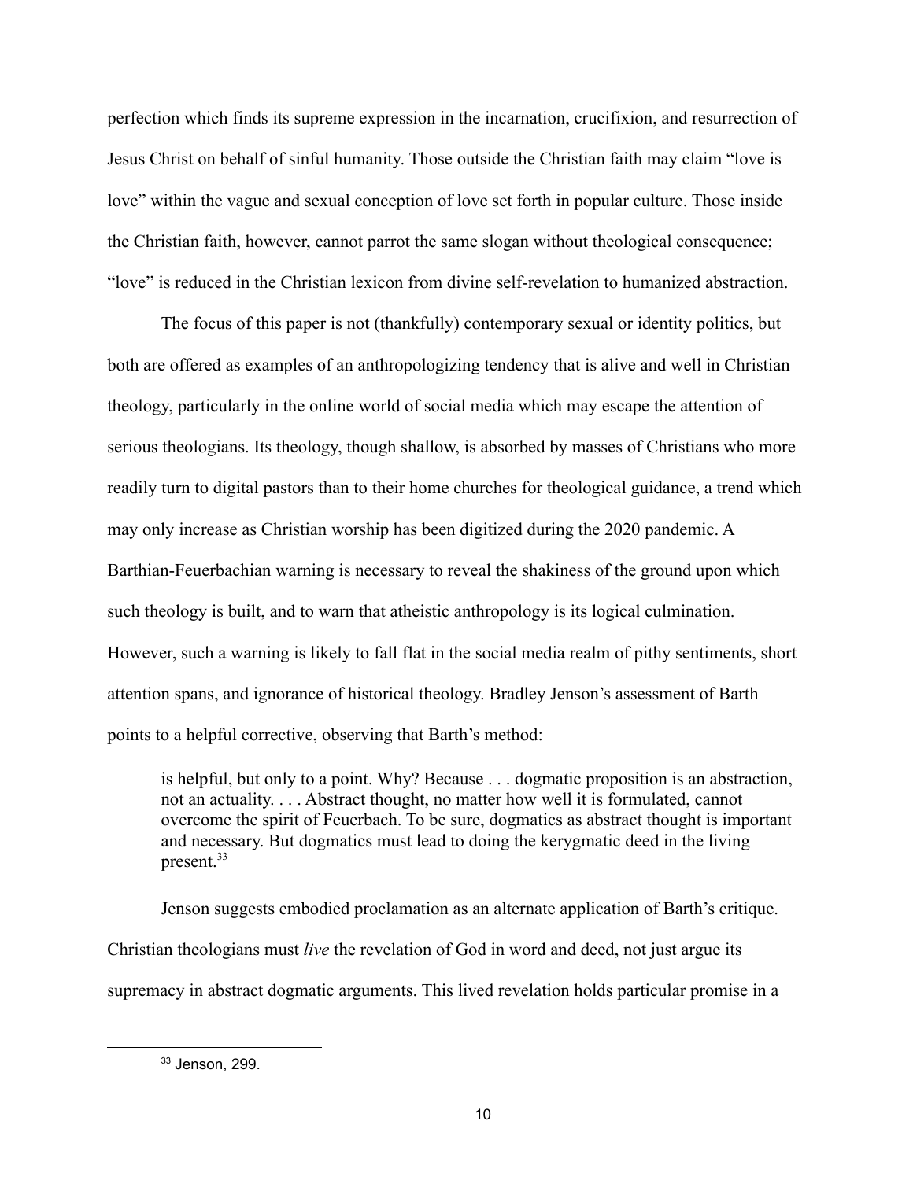perfection which finds its supreme expression in the incarnation, crucifixion, and resurrection of Jesus Christ on behalf of sinful humanity. Those outside the Christian faith may claim "love is love" within the vague and sexual conception of love set forth in popular culture. Those inside the Christian faith, however, cannot parrot the same slogan without theological consequence; "love" is reduced in the Christian lexicon from divine self-revelation to humanized abstraction.

The focus of this paper is not (thankfully) contemporary sexual or identity politics, but both are offered as examples of an anthropologizing tendency that is alive and well in Christian theology, particularly in the online world of social media which may escape the attention of serious theologians. Its theology, though shallow, is absorbed by masses of Christians who more readily turn to digital pastors than to their home churches for theological guidance, a trend which may only increase as Christian worship has been digitized during the 2020 pandemic. A Barthian-Feuerbachian warning is necessary to reveal the shakiness of the ground upon which such theology is built, and to warn that atheistic anthropology is its logical culmination. However, such a warning is likely to fall flat in the social media realm of pithy sentiments, short attention spans, and ignorance of historical theology. Bradley Jenson's assessment of Barth points to a helpful corrective, observing that Barth's method:

> is helpful, but only to a point. Why? Because . . . dogmatic proposition is an abstraction, not an actuality. . . . Abstract thought, no matter how well it is formulated, cannot overcome the spirit of Feuerbach. To be sure, dogmatics as abstract thought is important and necessary. But dogmatics must lead to doing the kerygmatic deed in the living present.[33]

Jenson suggests embodied proclamation as an alternate application of Barth's critique. Christian theologians must *live* the revelation of God in word and deed, not just argue its supremacy in abstract dogmatic arguments. This lived revelation holds particular promise in a

---

[33] Jenson, 299.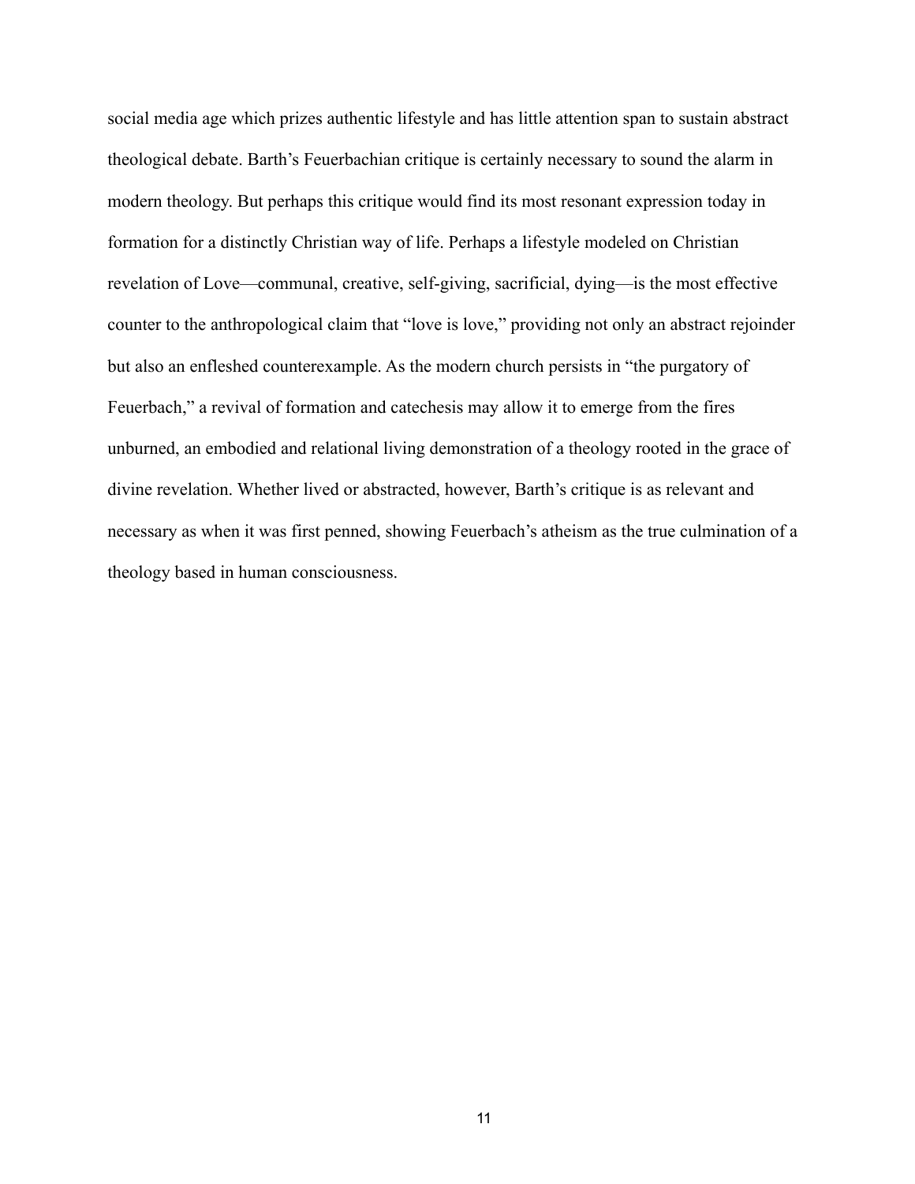social media age which prizes authentic lifestyle and has little attention span to sustain abstract theological debate. Barth's Feuerbachian critique is certainly necessary to sound the alarm in modern theology. But perhaps this critique would find its most resonant expression today in formation for a distinctly Christian way of life. Perhaps a lifestyle modeled on Christian revelation of Love—communal, creative, self-giving, sacrificial, dying—is the most effective counter to the anthropological claim that "love is love," providing not only an abstract rejoinder but also an enfleshed counterexample. As the modern church persists in "the purgatory of Feuerbach," a revival of formation and catechesis may allow it to emerge from the fires unburned, an embodied and relational living demonstration of a theology rooted in the grace of divine revelation. Whether lived or abstracted, however, Barth's critique is as relevant and necessary as when it was first penned, showing Feuerbach's atheism as the true culmination of a theology based in human consciousness.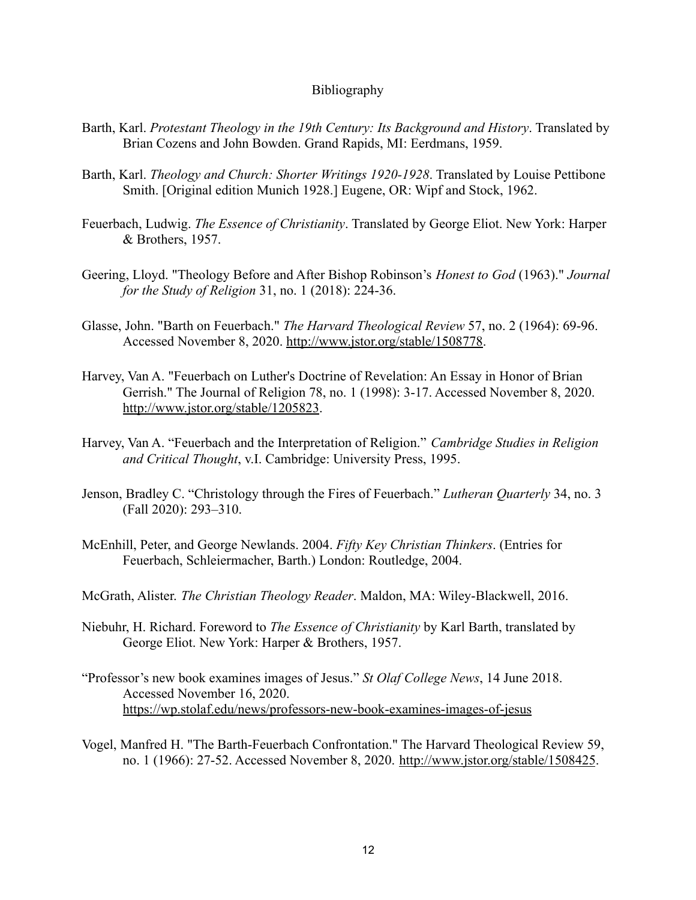# Bibliography

Barth, Karl. *Protestant Theology in the 19th Century: Its Background and History*. Translated by Brian Cozens and John Bowden. Grand Rapids, MI: Eerdmans, 1959.

Barth, Karl. *Theology and Church: Shorter Writings 1920-1928*. Translated by Louise Pettibone Smith. [Original edition Munich 1928.] Eugene, OR: Wipf and Stock, 1962.

Feuerbach, Ludwig. *The Essence of Christianity*. Translated by George Eliot. New York: Harper & Brothers, 1957.

Geering, Lloyd. "Theology Before and After Bishop Robinson's *Honest to God* (1963)." *Journal for the Study of Religion* 31, no. 1 (2018): 224-36.

Glasse, John. "Barth on Feuerbach." *The Harvard Theological Review* 57, no. 2 (1964): 69-96. Accessed November 8, 2020. http://www.jstor.org/stable/1508778.

Harvey, Van A. "Feuerbach on Luther's Doctrine of Revelation: An Essay in Honor of Brian Gerrish." The Journal of Religion 78, no. 1 (1998): 3-17. Accessed November 8, 2020. http://www.jstor.org/stable/1205823.

Harvey, Van A. "Feuerbach and the Interpretation of Religion." *Cambridge Studies in Religion and Critical Thought*, v.I. Cambridge: University Press, 1995.

Jenson, Bradley C. "Christology through the Fires of Feuerbach." *Lutheran Quarterly* 34, no. 3 (Fall 2020): 293–310.

McEnhill, Peter, and George Newlands. 2004. *Fifty Key Christian Thinkers*. (Entries for Feuerbach, Schleiermacher, Barth.) London: Routledge, 2004.

McGrath, Alister. *The Christian Theology Reader*. Maldon, MA: Wiley-Blackwell, 2016.

Niebuhr, H. Richard. Foreword to *The Essence of Christianity* by Karl Barth, translated by George Eliot. New York: Harper & Brothers, 1957.

"Professor's new book examines images of Jesus." *St Olaf College News*, 14 June 2018. Accessed November 16, 2020. https://wp.stolaf.edu/news/professors-new-book-examines-images-of-jesus

Vogel, Manfred H. "The Barth-Feuerbach Confrontation." The Harvard Theological Review 59, no. 1 (1966): 27-52. Accessed November 8, 2020. http://www.jstor.org/stable/1508425.